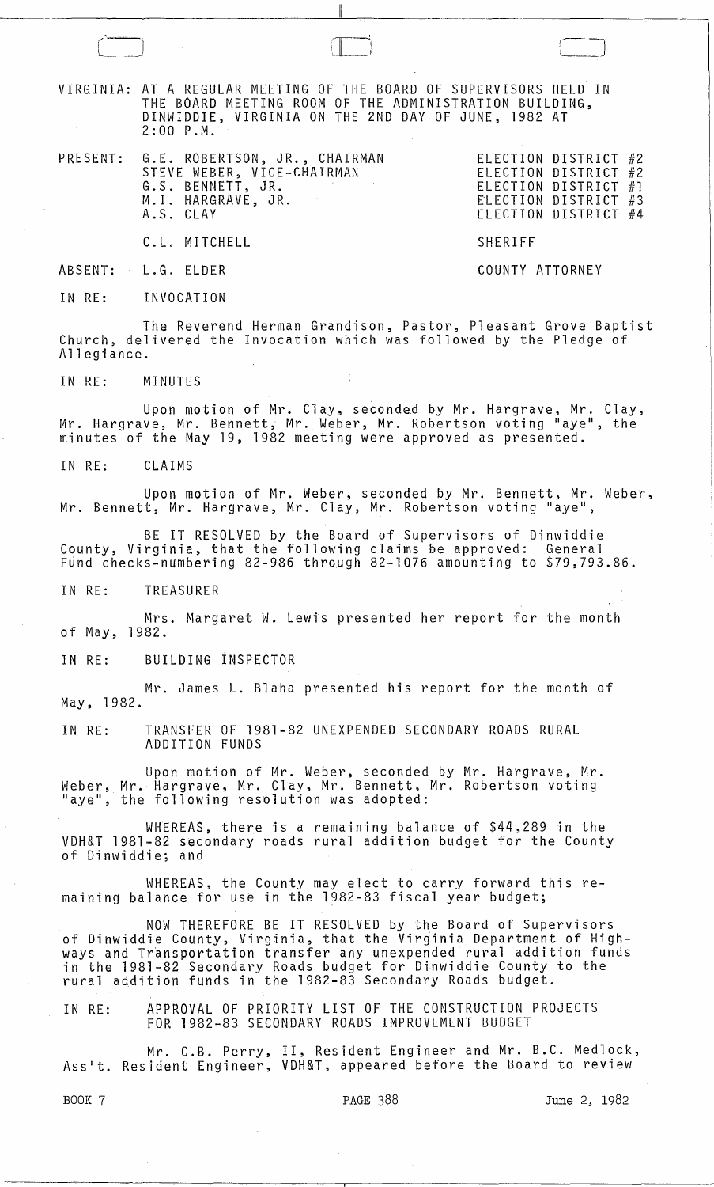VIRGINIA: AT A REGULAR MEETING OF THE BOARD OF SUPERVISORS HELD IN THE BOARD MEETING ROOM OF THE ADMINISTRATION BUILDING, DINWIDDIE, VIRGINIA ON THE 2ND DAY OF JUNE, 1982 AT 2:00 P.M.

| | | |
|---|---|---|
| PRESENT: | G.E. ROBERTSON, JR., CHAIRMAN | ELECTION DISTRICT #2 |
| | STEVE WEBER, VICE-CHAIRMAN | ELECTION DISTRICT #2 |
| | G.S. BENNETT, JR. | ELECTION DISTRICT #1 |
| | M.I. HARGRAVE, JR. | ELECTION DISTRICT #3 |
| | A.S. CLAY | ELECTION DISTRICT #4 |
| | C.L. MITCHELL | SHERIFF |
| ABSENT: | L.G. ELDER | COUNTY ATTORNEY |

IN RE: INVOCATION

The Reverend Herman Grandison, Pastor, Pleasant Grove Baptist Church, delivered the Invocation which was followed by the Pledge of Allegiance.

IN RE: MINUTES

Upon motion of Mr. Clay, seconded by Mr. Hargrave, Mr. Clay, Mr. Hargrave, Mr. Bennett, Mr. Weber, Mr. Robertson voting "aye", the minutes of the May 19, 1982 meeting were approved as presented.

IN RE: CLAIMS

Upon motion of Mr. Weber, seconded by Mr. Bennett, Mr. Weber, Mr. Bennett, Mr. Hargrave, Mr. Clay, Mr. Robertson voting "aye",

BE IT RESOLVED by the Board of Supervisors of Dinwiddie County, Virginia, that the following claims be approved: General Fund checks-numbering 82-986 through 82-1076 amounting to $79,793.86.

IN RE: TREASURER

Mrs. Margaret W. Lewis presented her report for the month of May, 1982.

IN RE: BUILDING INSPECTOR

Mr. James L. Blaha presented his report for the month of May, 1982.

IN RE: TRANSFER OF 1981-82 UNEXPENDED SECONDARY ROADS RURAL ADDITION FUNDS

Upon motion of Mr. Weber, seconded by Mr. Hargrave, Mr. Weber, Mr. Hargrave, Mr. Clay, Mr. Bennett, Mr. Robertson voting "aye", the following resolution was adopted:

WHEREAS, there is a remaining balance of $44,289 in the VDH&T 1981-82 secondary roads rural addition budget for the County of Dinwiddie; and

WHEREAS, the County may elect to carry forward this remaining balance for use in the 1982-83 fiscal year budget;

NOW THEREFORE BE IT RESOLVED by the Board of Supervisors of Dinwiddie County, Virginia, that the Virginia Department of Highways and Transportation transfer any unexpended rural addition funds in the 1981-82 Secondary Roads budget for Dinwiddie County to the rural addition funds in the 1982-83 Secondary Roads budget.

IN RE: APPROVAL OF PRIORITY LIST OF THE CONSTRUCTION PROJECTS FOR 1982-83 SECONDARY ROADS IMPROVEMENT BUDGET

Mr. C.B. Perry, II, Resident Engineer and Mr. B.C. Medlock, Ass't. Resident Engineer, VDH&T, appeared before the Board to review

BOOK 7 PAGE 388 June 2, 1982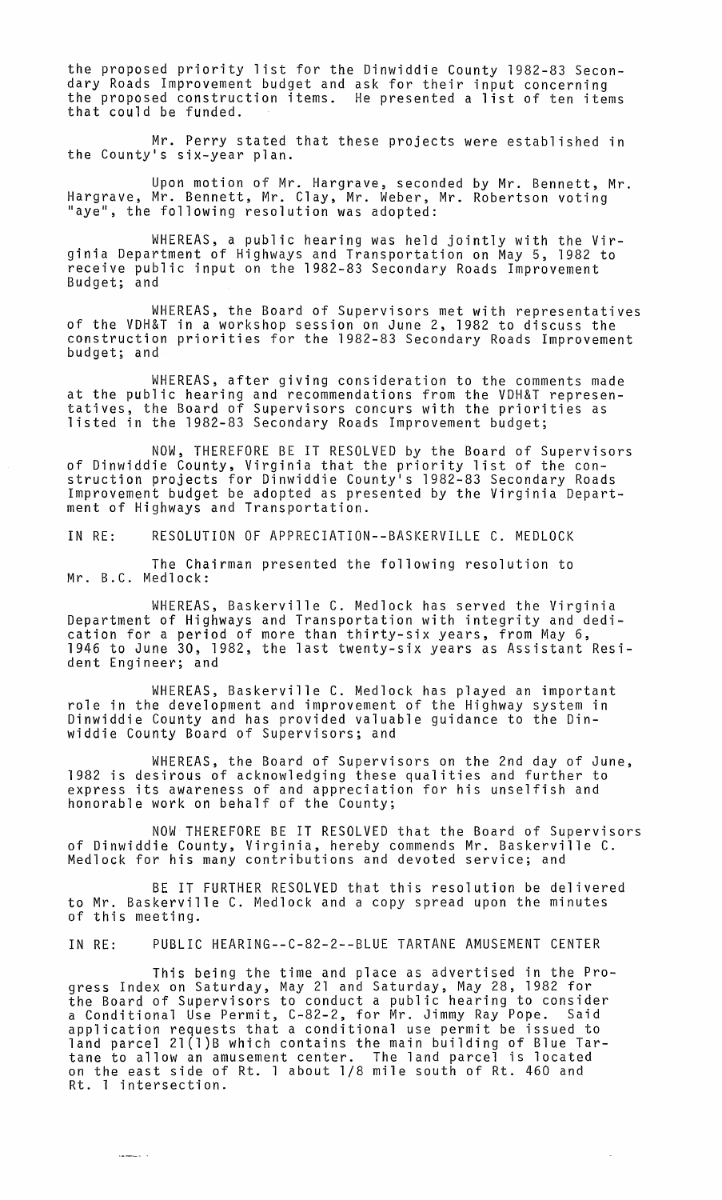the proposed priority list for the Dinwiddie County 1982-83 Secondary Roads Improvement budget and ask for their input concerning the proposed construction items. He presented a list of ten items that could be funded.

Mr. Perry stated that these projects were established in the County's six-year plan.

Upon motion of Mr. Hargrave, seconded by Mr. Bennett, Mr. Hargrave, Mr. Bennett, Mr. Clay, Mr. Weber, Mr. Robertson voting "aye", the following resolution was adopted:

WHEREAS, a public hearing was held jointly with the Virginia Department of Highways and Transportation on May 5, 1982 to receive public input on the 1982-83 Secondary Roads Improvement Budget; and

WHEREAS, the Board of Supervisors met with representatives of the VDH&T in a workshop session on June 2, 1982 to discuss the construction priorities for the 1982-83 Secondary Roads Improvement budget; and

WHEREAS, after giving consideration to the comments made at the public hearing and recommendations from the VDH&T representatives, the Board of Supervisors concurs with the priorities as listed in the 1982-83 Secondary Roads Improvement budget;

NOW, THEREFORE BE IT RESOLVED by the Board of Supervisors of Dinwiddie County, Virginia that the priority list of the construction projects for Dinwiddie County's 1982-83 Secondary Roads Improvement budget be adopted as presented by the Virginia Department of Highways and Transportation.

IN RE: RESOLUTION OF APPRECIATION--BASKERVILLE C. MEDLOCK

The Chairman presented the following resolution to Mr. B.C. Medlock:

WHEREAS, Baskerville C. Medlock has served the Virginia Department of Highways and Transportation with integrity and dedication for a period of more than thirty-six years, from May 6, 1946 to June 30, 1982, the last twenty-six years as Assistant Resident Engineer; and

WHEREAS, Baskerville C. Medlock has played an important role in the development and improvement of the Highway system in Dinwiddie County and has provided valuable guidance to the Dinwiddie County Board of Supervisors; and

WHEREAS, the Board of Supervisors on the 2nd day of June, 1982 is desirous of acknowledging these qualities and further to express its awareness of and appreciation for his unselfish and honorable work on behalf of the County;

NOW THEREFORE BE IT RESOLVED that the Board of Supervisors of Dinwiddie County, Virginia, hereby commends Mr. Baskerville C. Medlock for his many contributions and devoted service; and

BE IT FURTHER RESOLVED that this resolution be delivered to Mr. Baskerville C. Medlock and a copy spread upon the minutes of this meeting.

IN RE: PUBLIC HEARING--C-82-2--BLUE TARTANE AMUSEMENT CENTER

This being the time and place as advertised in the Progress Index on Saturday, May 21 and Saturday, May 28, 1982 for the Board of Supervisors to conduct a public hearing to consider a Conditional Use Permit, C-82-2, for Mr. Jimmy Ray Pope. Said application requests that a conditional use permit be issued to land parcel 21(1)B which contains the main building of Blue Tartane to allow an amusement center. The land parcel is located on the east side of Rt. 1 about 1/8 mile south of Rt. 460 and Rt. 1 intersection.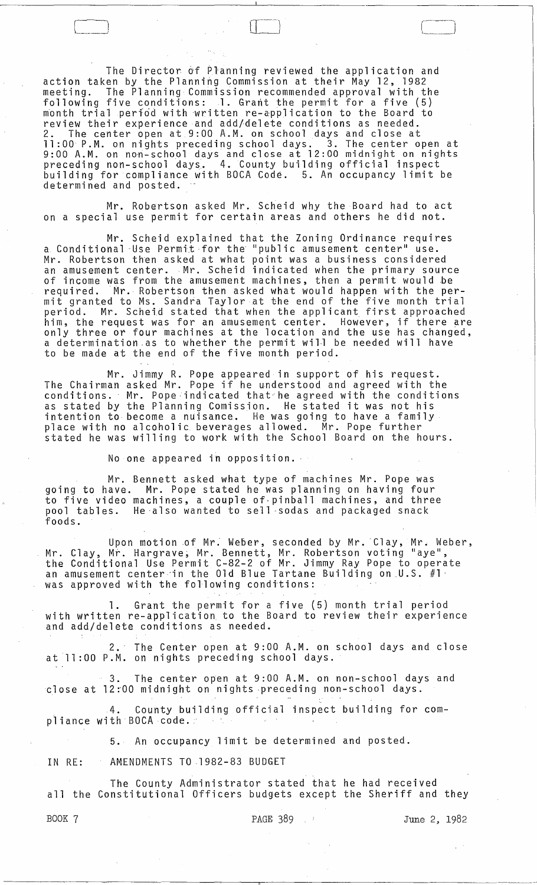The Director of Planning reviewed the application and action taken by the Planning Commission at their May 12, 1982 meeting. The Planning Commission recommended approval with the following five conditions: 1. Grant the permit for a five (5) month trial period with written re-application to the Board to review their experience and add/delete conditions as needed. 2. The center open at 9:00 A.M. on school days and close at 11:00 P.M. on nights preceding school days. 3. The center open at 9:00 A.M. on non-school days and close at 12:00 midnight on nights preceding non-school days. 4. County building official inspect building for compliance with BOCA Code. 5. An occupancy limit be determined and posted.

Mr. Robertson asked Mr. Scheid why the Board had to act on a special use permit for certain areas and others he did not.

Mr. Scheid explained that the Zoning Ordinance requires a Conditional Use Permit for the "public amusement center" use. Mr. Robertson then asked at what point was a business considered an amusement center. Mr. Scheid indicated when the primary source of income was from the amusement machines, then a permit would be required. Mr. Robertson then asked what would happen with the permit granted to Ms. Sandra Taylor at the end of the five month trial period. Mr. Scheid stated that when the applicant first approached him, the request was for an amusement center. However, if there are only three or four machines at the location and the use has changed, a determination as to whether the permit will be needed will have to be made at the end of the five month period.

Mr. Jimmy R. Pope appeared in support of his request. The Chairman asked Mr. Pope if he understood and agreed with the conditions. Mr. Pope indicated that he agreed with the conditions as stated by the Planning Comission. He stated it was not his intention to become a nuisance. He was going to have a family place with no alcoholic beverages allowed. Mr. Pope further stated he was willing to work with the School Board on the hours.

No one appeared in opposition.

Mr. Bennett asked what type of machines Mr. Pope was going to have. Mr. Pope stated he was planning on having four to five video machines, a couple of pinball machines, and three pool tables. He also wanted to sell sodas and packaged snack foods.

Upon motion of Mr. Weber, seconded by Mr. Clay, Mr. Weber, Mr. Clay, Mr. Hargrave, Mr. Bennett, Mr. Robertson voting "aye", the Conditional Use Permit C-82-2 of Mr. Jimmy Ray Pope to operate an amusement center in the Old Blue Tartane Building on U.S. #1 was approved with the following conditions:

1. Grant the permit for a five (5) month trial period with written re-application to the Board to review their experience and add/delete conditions as needed.

2. The Center open at 9:00 A.M. on school days and close at 11:00 P.M. on nights preceding school days.

3. The center open at 9:00 A.M. on non-school days and close at 12:00 midnight on nights preceding non-school days.

4. County building official inspect building for compliance with BOCA code.

5. An occupancy limit be determined and posted.

IN RE: AMENDMENTS TO 1982-83 BUDGET

The County Administrator stated that he had received all the Constitutional Officers budgets except the Sheriff and they

BOOK 7 PAGE 389 June 2, 1982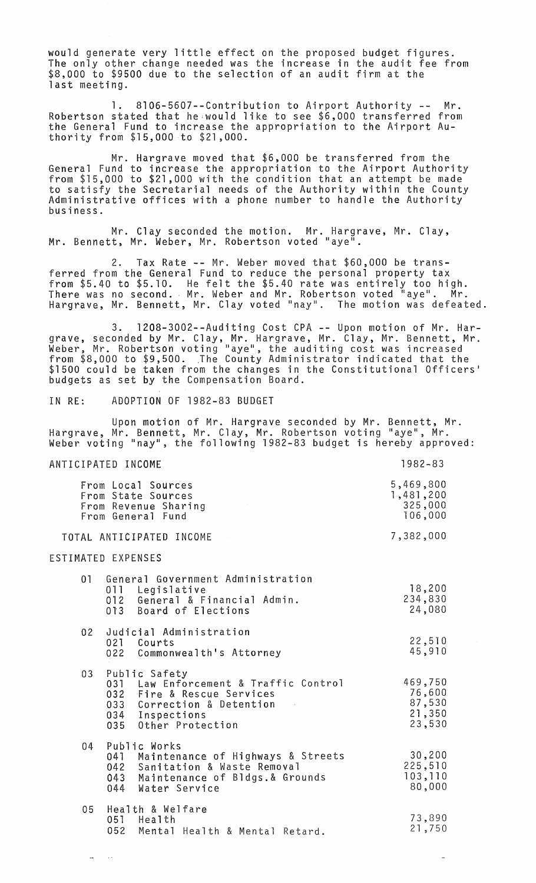would generate very little effect on the proposed budget figures. The only other change needed was the increase in the audit fee from $8,000 to $9500 due to the selection of an audit firm at the last meeting.

1. 8106-5607--Contribution to Airport Authority -- Mr. Robertson stated that he would like to see $6,000 transferred from the General Fund to increase the appropriation to the Airport Authority from $15,000 to $21,000.

Mr. Hargrave moved that $6,000 be transferred from the General Fund to increase the appropriation to the Airport Authority from $15,000 to $21,000 with the condition that an attempt be made to satisfy the Secretarial needs of the Authority within the County Administrative offices with a phone number to handle the Authority business.

Mr. Clay seconded the motion. Mr. Hargrave, Mr. Clay, Mr. Bennett, Mr. Weber, Mr. Robertson voted "aye".

2. Tax Rate -- Mr. Weber moved that $60,000 be transferred from the General Fund to reduce the personal property tax from $5.40 to $5.10. He felt the $5.40 rate was entirely too high. There was no second. Mr. Weber and Mr. Robertson voted "aye". Mr. Hargrave, Mr. Bennett, Mr. Clay voted "nay". The motion was defeated.

3. 1208-3002--Auditing Cost CPA -- Upon motion of Mr. Hargrave, seconded by Mr. Clay, Mr. Hargrave, Mr. Clay, Mr. Bennett, Mr. Weber, Mr. Robertson voting "aye", the auditing cost was increased from $8,000 to $9,500. The County Administrator indicated that the $1500 could be taken from the changes in the Constitutional Officers' budgets as set by the Compensation Board.

IN RE: ADOPTION OF 1982-83 BUDGET

Upon motion of Mr. Hargrave seconded by Mr. Bennett, Mr. Hargrave, Mr. Bennett, Mr. Clay, Mr. Robertson voting "aye", Mr. Weber voting "nay", the following 1982-83 budget is hereby approved:

| ANTICIPATED INCOME | 1982-83 |
|---|---|
| From Local Sources | 5,469,800 |
| From State Sources | 1,481,200 |
| From Revenue Sharing | 325,000 |
| From General Fund | 106,000 |
| TOTAL ANTICIPATED INCOME | 7,382,000 |

| ESTIMATED EXPENSES | |
|---|---|
| 01 General Government Administration | |
| 011 Legislative | 18,200 |
| 012 General & Financial Admin. | 234,830 |
| 013 Board of Elections | 24,080 |
| 02 Judicial Administration | |
| 021 Courts | 22,510 |
| 022 Commonwealth's Attorney | 45,910 |
| 03 Public Safety | |
| 031 Law Enforcement & Traffic Control | 469,750 |
| 032 Fire & Rescue Services | 76,600 |
| 033 Correction & Detention | 87,530 |
| 034 Inspections | 21,350 |
| 035 Other Protection | 23,530 |
| 04 Public Works | |
| 041 Maintenance of Highways & Streets | 30,200 |
| 042 Sanitation & Waste Removal | 225,510 |
| 043 Maintenance of Bldgs.& Grounds | 103,110 |
| 044 Water Service | 80,000 |
| 05 Health & Welfare | |
| 051 Health | 73,890 |
| 052 Mental Health & Mental Retard. | 21,750 |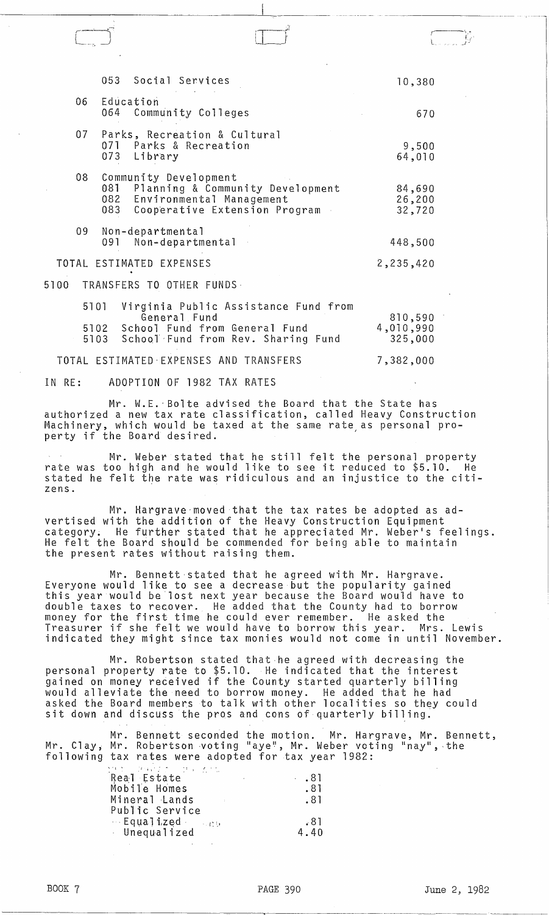| | |
|---|---|
| 053 Social Services | 10,380 |
| 06 Education | |
| 064 Community Colleges | 670 |
| 07 Parks, Recreation & Cultural | |
| 071 Parks & Recreation | 9,500 |
| 073 Library | 64,010 |
| 08 Community Development | |
| 081 Planning & Community Development | 84,690 |
| 082 Environmental Management | 26,200 |
| 083 Cooperative Extension Program | 32,720 |
| 09 Non-departmental | |
| 091 Non-departmental | 448,500 |
| TOTAL ESTIMATED EXPENSES | 2,235,420 |
| 5100 TRANSFERS TO OTHER FUNDS | |
| 5101 Virginia Public Assistance Fund from General Fund | 810,590 |
| 5102 School Fund from General Fund | 4,010,990 |
| 5103 School Fund from Rev. Sharing Fund | 325,000 |
| TOTAL ESTIMATED EXPENSES AND TRANSFERS | 7,382,000 |

IN RE: ADOPTION OF 1982 TAX RATES

Mr. W.E. Bolte advised the Board that the State has authorized a new tax rate classification, called Heavy Construction Machinery, which would be taxed at the same rate as personal property if the Board desired.

Mr. Weber stated that he still felt the personal property rate was too high and he would like to see it reduced to $5.10. He stated he felt the rate was ridiculous and an injustice to the citizens.

Mr. Hargrave moved that the tax rates be adopted as advertised with the addition of the Heavy Construction Equipment category. He further stated that he appreciated Mr. Weber's feelings. He felt the Board should be commended for being able to maintain the present rates without raising them.

Mr. Bennett stated that he agreed with Mr. Hargrave. Everyone would like to see a decrease but the popularity gained this year would be lost next year because the Board would have to double taxes to recover. He added that the County had to borrow money for the first time he could ever remember. He asked the Treasurer if she felt we would have to borrow this year. Mrs. Lewis indicated they might since tax monies would not come in until November.

Mr. Robertson stated that he agreed with decreasing the personal property rate to $5.10. He indicated that the interest gained on money received if the County started quarterly billing would alleviate the need to borrow money. He added that he had asked the Board members to talk with other localities so they could sit down and discuss the pros and cons of quarterly billing.

Mr. Bennett seconded the motion. Mr. Hargrave, Mr. Bennett, Mr. Clay, Mr. Robertson voting "aye", Mr. Weber voting "nay", the following tax rates were adopted for tax year 1982:

| | |
|---|---|
| Real Estate | .81 |
| Mobile Homes | .81 |
| Mineral Lands | .81 |
| Public Service | |
| Equalized | .81 |
| Unequalized | 4.40 |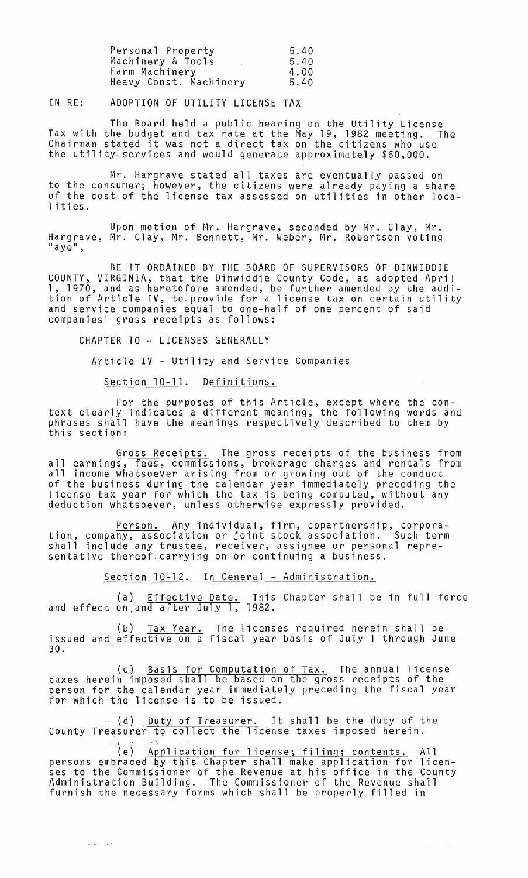| | |
|---|---|
| Personal Property | 5.40 |
| Machinery & Tools | 5.40 |
| Farm Machinery | 4.00 |
| Heavy Const. Machinery | 5.40 |

IN RE: ADOPTION OF UTILITY LICENSE TAX

The Board held a public hearing on the Utility License Tax with the budget and tax rate at the May 19, 1982 meeting. The Chairman stated it was not a direct tax on the citizens who use the utility services and would generate approximately $60,000.

Mr. Hargrave stated all taxes are eventually passed on to the consumer; however, the citizens were already paying a share of the cost of the license tax assessed on utilities in other localities.

Upon motion of Mr. Hargrave, seconded by Mr. Clay, Mr. Hargrave, Mr. Clay, Mr. Bennett, Mr. Weber, Mr. Robertson voting "aye",

BE IT ORDAINED BY THE BOARD OF SUPERVISORS OF DINWIDDIE COUNTY, VIRGINIA, that the Dinwiddie County Code, as adopted April 1, 1970, and as heretofore amended, be further amended by the addition of Article IV, to provide for a license tax on certain utility and service companies equal to one-half of one percent of said companies' gross receipts as follows:

CHAPTER 10 - LICENSES GENERALLY

Article IV - Utility and Service Companies

Section 10-11. Definitions.

For the purposes of this Article, except where the context clearly indicates a different meaning, the following words and phrases shall have the meanings respectively described to them by this section:

Gross Receipts. The gross receipts of the business from all earnings, fees, commissions, brokerage charges and rentals from all income whatsoever arising from or growing out of the conduct of the business during the calendar year immediately preceding the license tax year for which the tax is being computed, without any deduction whatsoever, unless otherwise expressly provided.

Person. Any individual, firm, copartnership, corporation, company, association or joint stock association. Such term shall include any trustee, receiver, assignee or personal representative thereof carrying on or continuing a business.

Section 10-12. In General - Administration.

(a) Effective Date. This Chapter shall be in full force and effect on and after July 1, 1982.

(b) Tax Year. The licenses required herein shall be issued and effective on a fiscal year basis of July 1 through June 30.

(c) Basis for Computation of Tax. The annual license taxes herein imposed shall be based on the gross receipts of the person for the calendar year immediately preceding the fiscal year for which the license is to be issued.

(d) Duty of Treasurer. It shall be the duty of the County Treasurer to collect the license taxes imposed herein.

(e) Application for license; filing; contents. All persons embraced by this Chapter shall make application for licenses to the Commissioner of the Revenue at his office in the County Administration Building. The Commissioner of the Revenue shall furnish the necessary forms which shall be properly filled in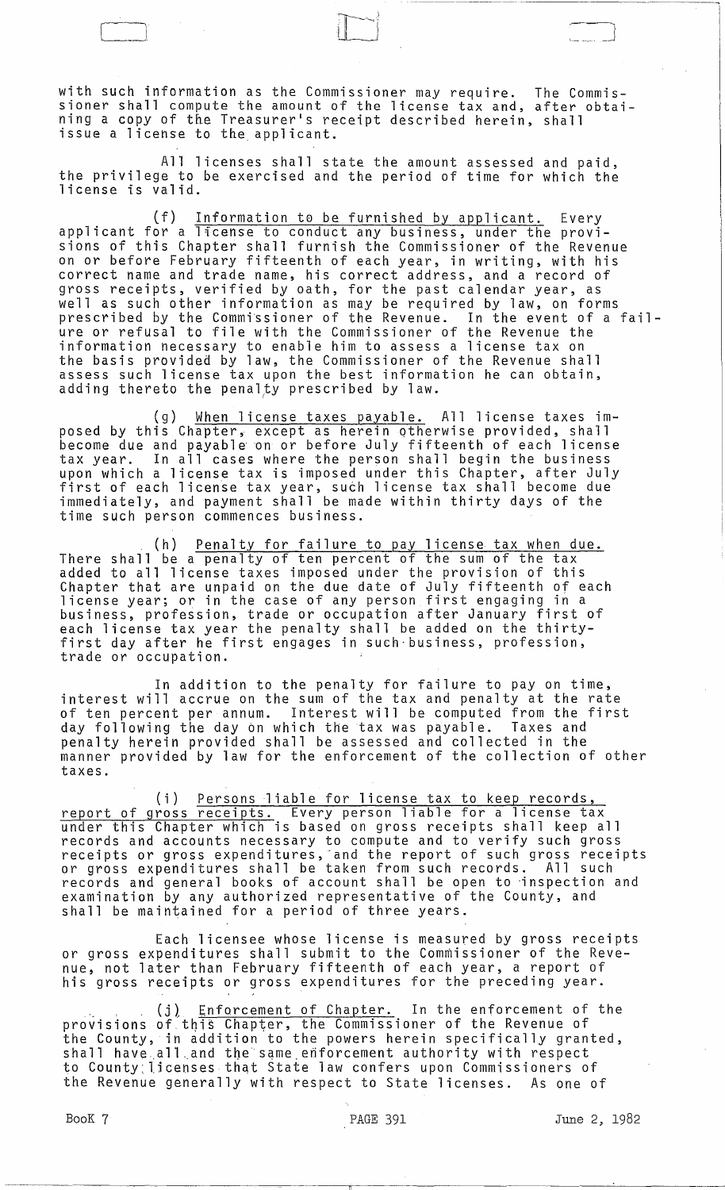with such information as the Commissioner may require. The Commissioner shall compute the amount of the license tax and, after obtaining a copy of the Treasurer's receipt described herein, shall issue a license to the applicant.

All licenses shall state the amount assessed and paid, the privilege to be exercised and the period of time for which the license is valid.

(f) Information to be furnished by applicant. Every applicant for a license to conduct any business, under the provisions of this Chapter shall furnish the Commissioner of the Revenue on or before February fifteenth of each year, in writing, with his correct name and trade name, his correct address, and a record of gross receipts, verified by oath, for the past calendar year, as well as such other information as may be required by law, on forms prescribed by the Commissioner of the Revenue. In the event of a failure or refusal to file with the Commissioner of the Revenue the information necessary to enable him to assess a license tax on the basis provided by law, the Commissioner of the Revenue shall assess such license tax upon the best information he can obtain, adding thereto the penalty prescribed by law.

(g) When license taxes payable. All license taxes imposed by this Chapter, except as herein otherwise provided, shall become due and payable on or before July fifteenth of each license tax year. In all cases where the person shall begin the business upon which a license tax is imposed under this Chapter, after July first of each license tax year, such license tax shall become due immediately, and payment shall be made within thirty days of the time such person commences business.

(h) Penalty for failure to pay license tax when due. There shall be a penalty of ten percent of the sum of the tax added to all license taxes imposed under the provision of this Chapter that are unpaid on the due date of July fifteenth of each license year; or in the case of any person first engaging in a business, profession, trade or occupation after January first of each license tax year the penalty shall be added on the thirty-first day after he first engages in such business, profession, trade or occupation.

In addition to the penalty for failure to pay on time, interest will accrue on the sum of the tax and penalty at the rate of ten percent per annum. Interest will be computed from the first day following the day on which the tax was payable. Taxes and penalty herein provided shall be assessed and collected in the manner provided by law for the enforcement of the collection of other taxes.

(i) Persons liable for license tax to keep records, report of gross receipts. Every person liable for a license tax under this Chapter which is based on gross receipts shall keep all records and accounts necessary to compute and to verify such gross receipts or gross expenditures, and the report of such gross receipts or gross expenditures shall be taken from such records. All such records and general books of account shall be open to inspection and examination by any authorized representative of the County, and shall be maintained for a period of three years.

Each licensee whose license is measured by gross receipts or gross expenditures shall submit to the Commissioner of the Revenue, not later than February fifteenth of each year, a report of his gross receipts or gross expenditures for the preceding year.

(j) Enforcement of Chapter. In the enforcement of the provisions of this Chapter, the Commissioner of the Revenue of the County, in addition to the powers herein specifically granted, shall have all and the same enforcement authority with respect to County licenses that State law confers upon Commissioners of the Revenue generally with respect to State licenses. As one of

Book 7 PAGE 391 June 2, 1982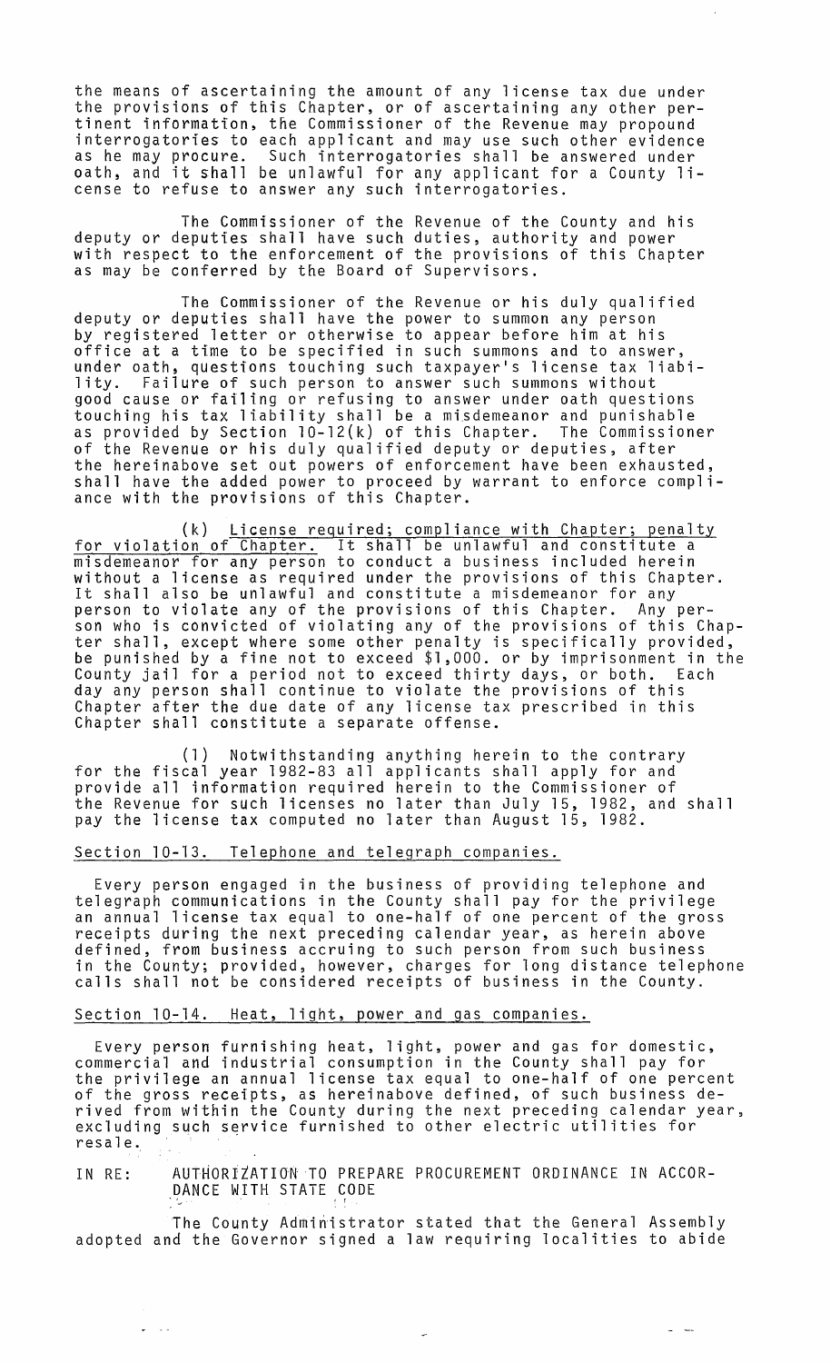the means of ascertaining the amount of any license tax due under the provisions of this Chapter, or of ascertaining any other pertinent information, the Commissioner of the Revenue may propound interrogatories to each applicant and may use such other evidence as he may procure. Such interrogatories shall be answered under oath, and it shall be unlawful for any applicant for a County license to refuse to answer any such interrogatories.

The Commissioner of the Revenue of the County and his deputy or deputies shall have such duties, authority and power with respect to the enforcement of the provisions of this Chapter as may be conferred by the Board of Supervisors.

The Commissioner of the Revenue or his duly qualified deputy or deputies shall have the power to summon any person by registered letter or otherwise to appear before him at his office at a time to be specified in such summons and to answer, under oath, questions touching such taxpayer's license tax liability. Failure of such person to answer such summons without good cause or failing or refusing to answer under oath questions touching his tax liability shall be a misdemeanor and punishable as provided by Section 10-12(k) of this Chapter. The Commissioner of the Revenue or his duly qualified deputy or deputies, after the hereinabove set out powers of enforcement have been exhausted, shall have the added power to proceed by warrant to enforce compliance with the provisions of this Chapter.

(k) License required; compliance with Chapter; penalty for violation of Chapter. It shall be unlawful and constitute a misdemeanor for any person to conduct a business included herein without a license as required under the provisions of this Chapter. It shall also be unlawful and constitute a misdemeanor for any person to violate any of the provisions of this Chapter. Any person who is convicted of violating any of the provisions of this Chapter shall, except where some other penalty is specifically provided, be punished by a fine not to exceed $1,000. or by imprisonment in the County jail for a period not to exceed thirty days, or both. Each day any person shall continue to violate the provisions of this Chapter after the due date of any license tax prescribed in this Chapter shall constitute a separate offense.

(l) Notwithstanding anything herein to the contrary for the fiscal year 1982-83 all applicants shall apply for and provide all information required herein to the Commissioner of the Revenue for such licenses no later than July 15, 1982, and shall pay the license tax computed no later than August 15, 1982.

Section 10-13. Telephone and telegraph companies.

Every person engaged in the business of providing telephone and telegraph communications in the County shall pay for the privilege an annual license tax equal to one-half of one percent of the gross receipts during the next preceding calendar year, as herein above defined, from business accruing to such person from such business in the County; provided, however, charges for long distance telephone calls shall not be considered receipts of business in the County.

Section 10-14. Heat, light, power and gas companies.

Every person furnishing heat, light, power and gas for domestic, commercial and industrial consumption in the County shall pay for the privilege an annual license tax equal to one-half of one percent of the gross receipts, as hereinabove defined, of such business derived from within the County during the next preceding calendar year, excluding such service furnished to other electric utilities for resale.

IN RE: AUTHORIZATION TO PREPARE PROCUREMENT ORDINANCE IN ACCORDANCE WITH STATE CODE

The County Administrator stated that the General Assembly adopted and the Governor signed a law requiring localities to abide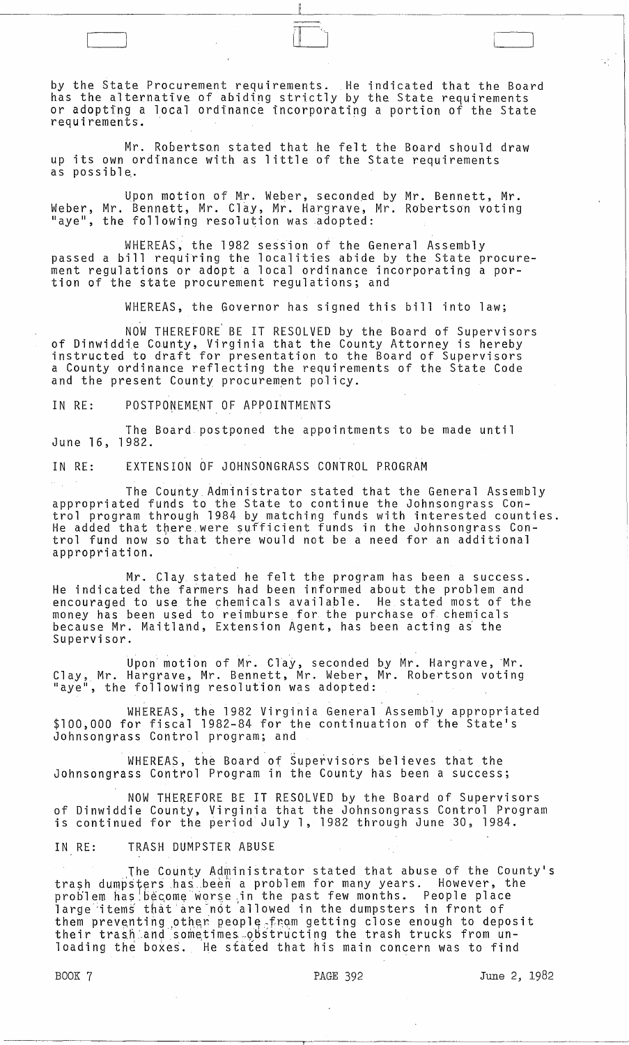by the State Procurement requirements. He indicated that the Board has the alternative of abiding strictly by the State requirements or adopting a local ordinance incorporating a portion of the State requirements.

Mr. Robertson stated that he felt the Board should draw up its own ordinance with as little of the State requirements as possible.

Upon motion of Mr. Weber, seconded by Mr. Bennett, Mr. Weber, Mr. Bennett, Mr. Clay, Mr. Hargrave, Mr. Robertson voting "aye", the following resolution was adopted:

WHEREAS, the 1982 session of the General Assembly passed a bill requiring the localities abide by the State procurement regulations or adopt a local ordinance incorporating a portion of the state procurement regulations; and

WHEREAS, the Governor has signed this bill into law;

NOW THEREFORE BE IT RESOLVED by the Board of Supervisors of Dinwiddie County, Virginia that the County Attorney is hereby instructed to draft for presentation to the Board of Supervisors a County ordinance reflecting the requirements of the State Code and the present County procurement policy.

IN RE: POSTPONEMENT OF APPOINTMENTS

The Board postponed the appointments to be made until June 16, 1982.

IN RE: EXTENSION OF JOHNSONGRASS CONTROL PROGRAM

The County Administrator stated that the General Assembly appropriated funds to the State to continue the Johnsongrass Control program through 1984 by matching funds with interested counties. He added that there were sufficient funds in the Johnsongrass Control fund now so that there would not be a need for an additional appropriation.

Mr. Clay stated he felt the program has been a success. He indicated the farmers had been informed about the problem and encouraged to use the chemicals available. He stated most of the money has been used to reimburse for the purchase of chemicals because Mr. Maitland, Extension Agent, has been acting as the Supervisor.

Upon motion of Mr. Clay, seconded by Mr. Hargrave, Mr. Clay, Mr. Hargrave, Mr. Bennett, Mr. Weber, Mr. Robertson voting "aye", the following resolution was adopted:

WHEREAS, the 1982 Virginia General Assembly appropriated $100,000 for fiscal 1982-84 for the continuation of the State's Johnsongrass Control program; and

WHEREAS, the Board of Supervisors believes that the Johnsongrass Control Program in the County has been a success;

NOW THEREFORE BE IT RESOLVED by the Board of Supervisors of Dinwiddie County, Virginia that the Johnsongrass Control Program is continued for the period July 1, 1982 through June 30, 1984.

IN RE: TRASH DUMPSTER ABUSE

The County Administrator stated that abuse of the County's trash dumpsters has been a problem for many years. However, the problem has become worse in the past few months. People place large items that are not allowed in the dumpsters in front of them preventing other people from getting close enough to deposit their trash and sometimes obstructing the trash trucks from unloading the boxes. He stated that his main concern was to find

BOOK 7 PAGE 392 June 2, 1982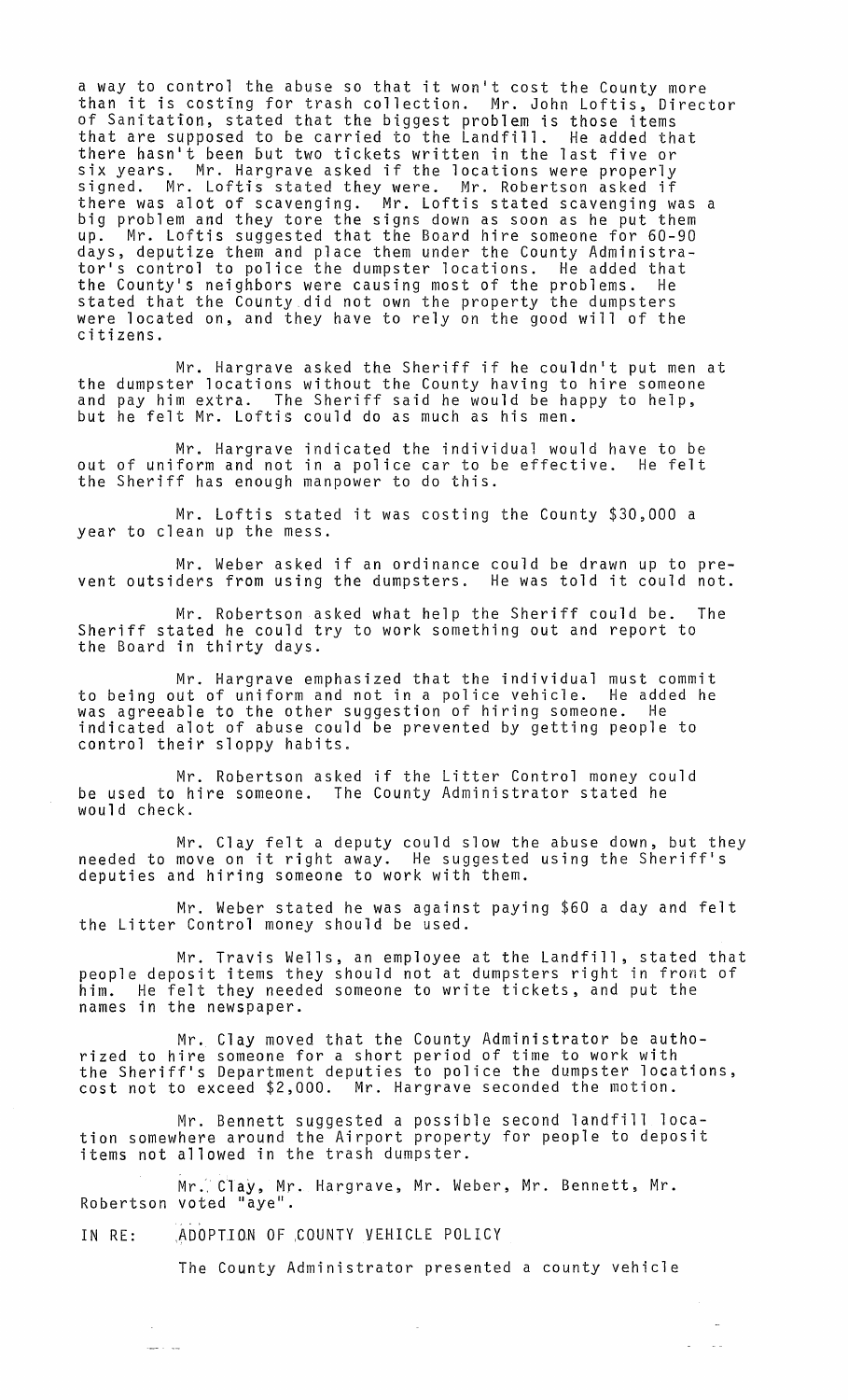a way to control the abuse so that it won't cost the County more than it is costing for trash collection. Mr. John Loftis, Director of Sanitation, stated that the biggest problem is those items that are supposed to be carried to the Landfill. He added that there hasn't been but two tickets written in the last five or six years. Mr. Hargrave asked if the locations were properly signed. Mr. Loftis stated they were. Mr. Robertson asked if there was alot of scavenging. Mr. Loftis stated scavenging was a big problem and they tore the signs down as soon as he put them up. Mr. Loftis suggested that the Board hire someone for 60-90 days, deputize them and place them under the County Administrator's control to police the dumpster locations. He added that the County's neighbors were causing most of the problems. He stated that the County did not own the property the dumpsters were located on, and they have to rely on the good will of the citizens.

Mr. Hargrave asked the Sheriff if he couldn't put men at the dumpster locations without the County having to hire someone and pay him extra. The Sheriff said he would be happy to help, but he felt Mr. Loftis could do as much as his men.

Mr. Hargrave indicated the individual would have to be out of uniform and not in a police car to be effective. He felt the Sheriff has enough manpower to do this.

Mr. Loftis stated it was costing the County $30,000 a year to clean up the mess.

Mr. Weber asked if an ordinance could be drawn up to prevent outsiders from using the dumpsters. He was told it could not.

Mr. Robertson asked what help the Sheriff could be. The Sheriff stated he could try to work something out and report to the Board in thirty days.

Mr. Hargrave emphasized that the individual must commit to being out of uniform and not in a police vehicle. He added he was agreeable to the other suggestion of hiring someone. He indicated alot of abuse could be prevented by getting people to control their sloppy habits.

Mr. Robertson asked if the Litter Control money could be used to hire someone. The County Administrator stated he would check.

Mr. Clay felt a deputy could slow the abuse down, but they needed to move on it right away. He suggested using the Sheriff's deputies and hiring someone to work with them.

Mr. Weber stated he was against paying $60 a day and felt the Litter Control money should be used.

Mr. Travis Wells, an employee at the Landfill, stated that people deposit items they should not at dumpsters right in front of him. He felt they needed someone to write tickets, and put the names in the newspaper.

Mr. Clay moved that the County Administrator be authorized to hire someone for a short period of time to work with the Sheriff's Department deputies to police the dumpster locations, cost not to exceed $2,000. Mr. Hargrave seconded the motion.

Mr. Bennett suggested a possible second landfill location somewhere around the Airport property for people to deposit items not allowed in the trash dumpster.

Mr. Clay, Mr. Hargrave, Mr. Weber, Mr. Bennett, Mr. Robertson voted "aye".

IN RE: ADOPTION OF COUNTY VEHICLE POLICY

The County Administrator presented a county vehicle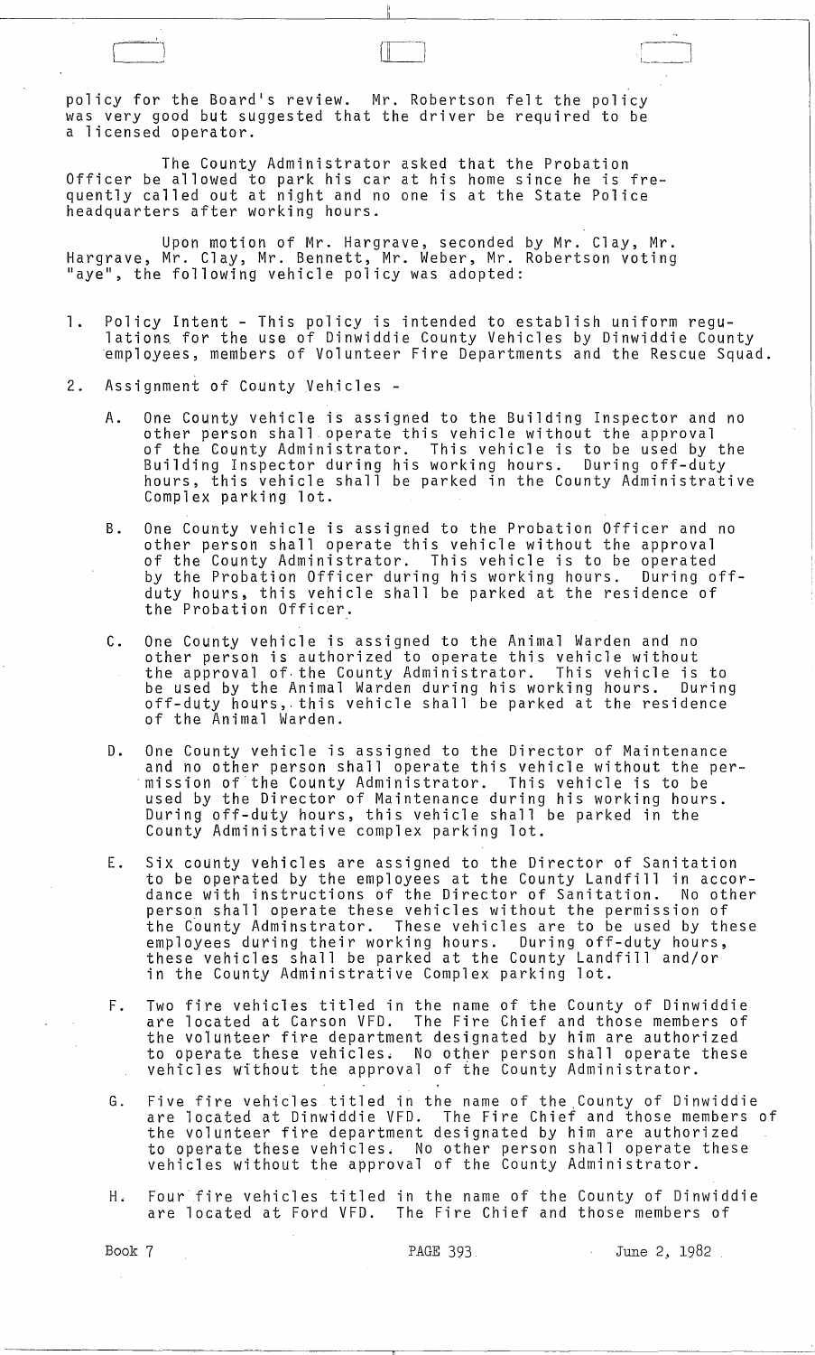policy for the Board's review. Mr. Robertson felt the policy was very good but suggested that the driver be required to be a licensed operator.

The County Administrator asked that the Probation Officer be allowed to park his car at his home since he is frequently called out at night and no one is at the State Police headquarters after working hours.

Upon motion of Mr. Hargrave, seconded by Mr. Clay, Mr. Hargrave, Mr. Clay, Mr. Bennett, Mr. Weber, Mr. Robertson voting "aye", the following vehicle policy was adopted:

1. Policy Intent - This policy is intended to establish uniform regulations for the use of Dinwiddie County Vehicles by Dinwiddie County employees, members of Volunteer Fire Departments and the Rescue Squad.

2. Assignment of County Vehicles -

   A. One County vehicle is assigned to the Building Inspector and no other person shall operate this vehicle without the approval of the County Administrator. This vehicle is to be used by the Building Inspector during his working hours. During off-duty hours, this vehicle shall be parked in the County Administrative Complex parking lot.

   B. One County vehicle is assigned to the Probation Officer and no other person shall operate this vehicle without the approval of the County Administrator. This vehicle is to be operated by the Probation Officer during his working hours. During off-duty hours, this vehicle shall be parked at the residence of the Probation Officer.

   C. One County vehicle is assigned to the Animal Warden and no other person is authorized to operate this vehicle without the approval of the County Administrator. This vehicle is to be used by the Animal Warden during his working hours. During off-duty hours, this vehicle shall be parked at the residence of the Animal Warden.

   D. One County vehicle is assigned to the Director of Maintenance and no other person shall operate this vehicle without the permission of the County Administrator. This vehicle is to be used by the Director of Maintenance during his working hours. During off-duty hours, this vehicle shall be parked in the County Administrative complex parking lot.

   E. Six county vehicles are assigned to the Director of Sanitation to be operated by the employees at the County Landfill in accordance with instructions of the Director of Sanitation. No other person shall operate these vehicles without the permission of the County Adminstrator. These vehicles are to be used by these employees during their working hours. During off-duty hours, these vehicles shall be parked at the County Landfill and/or in the County Administrative Complex parking lot.

   F. Two fire vehicles titled in the name of the County of Dinwiddie are located at Carson VFD. The Fire Chief and those members of the volunteer fire department designated by him are authorized to operate these vehicles. No other person shall operate these vehicles without the approval of the County Administrator.

   G. Five fire vehicles titled in the name of the County of Dinwiddie are located at Dinwiddie VFD. The Fire Chief and those members of the volunteer fire department designated by him are authorized to operate these vehicles. No other person shall operate these vehicles without the approval of the County Administrator.

   H. Four fire vehicles titled in the name of the County of Dinwiddie are located at Ford VFD. The Fire Chief and those members of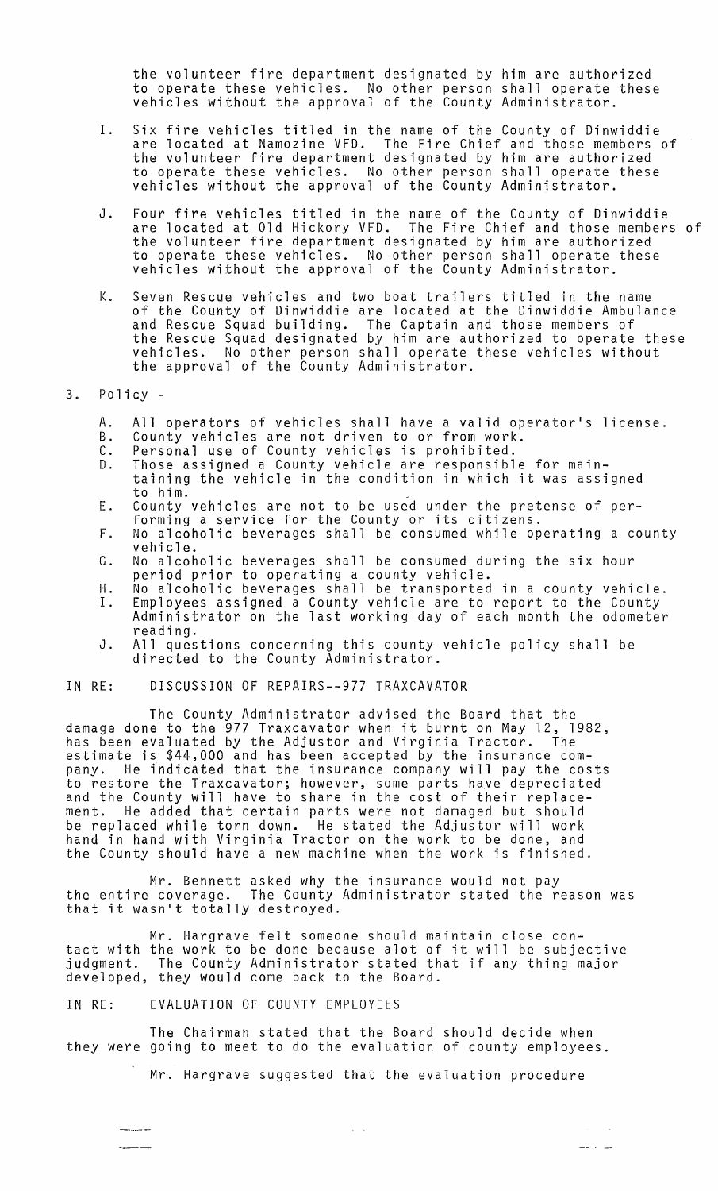the volunteer fire department designated by him are authorized to operate these vehicles. No other person shall operate these vehicles without the approval of the County Administrator.

I. Six fire vehicles titled in the name of the County of Dinwiddie are located at Namozine VFD. The Fire Chief and those members of the volunteer fire department designated by him are authorized to operate these vehicles. No other person shall operate these vehicles without the approval of the County Administrator.

J. Four fire vehicles titled in the name of the County of Dinwiddie are located at Old Hickory VFD. The Fire Chief and those members of the volunteer fire department designated by him are authorized to operate these vehicles. No other person shall operate these vehicles without the approval of the County Administrator.

K. Seven Rescue vehicles and two boat trailers titled in the name of the County of Dinwiddie are located at the Dinwiddie Ambulance and Rescue Squad building. The Captain and those members of the Rescue Squad designated by him are authorized to operate these vehicles. No other person shall operate these vehicles without the approval of the County Administrator.

3. Policy -

A. All operators of vehicles shall have a valid operator's license.
B. County vehicles are not driven to or from work.
C. Personal use of County vehicles is prohibited.
D. Those assigned a County vehicle are responsible for maintaining the vehicle in the condition in which it was assigned to him.
E. County vehicles are not to be used under the pretense of performing a service for the County or its citizens.
F. No alcoholic beverages shall be consumed while operating a county vehicle.
G. No alcoholic beverages shall be consumed during the six hour period prior to operating a county vehicle.
H. No alcoholic beverages shall be transported in a county vehicle.
I. Employees assigned a County vehicle are to report to the County Administrator on the last working day of each month the odometer reading.
J. All questions concerning this county vehicle policy shall be directed to the County Administrator.

IN RE: DISCUSSION OF REPAIRS--977 TRAXCAVATOR

The County Administrator advised the Board that the damage done to the 977 Traxcavator when it burnt on May 12, 1982, has been evaluated by the Adjustor and Virginia Tractor. The estimate is $44,000 and has been accepted by the insurance company. He indicated that the insurance company will pay the costs to restore the Traxcavator; however, some parts have depreciated and the County will have to share in the cost of their replacement. He added that certain parts were not damaged but should be replaced while torn down. He stated the Adjustor will work hand in hand with Virginia Tractor on the work to be done, and the County should have a new machine when the work is finished.

Mr. Bennett asked why the insurance would not pay the entire coverage. The County Administrator stated the reason was that it wasn't totally destroyed.

Mr. Hargrave felt someone should maintain close contact with the work to be done because alot of it will be subjective judgment. The County Administrator stated that if any thing major developed, they would come back to the Board.

IN RE: EVALUATION OF COUNTY EMPLOYEES

The Chairman stated that the Board should decide when they were going to meet to do the evaluation of county employees.

Mr. Hargrave suggested that the evaluation procedure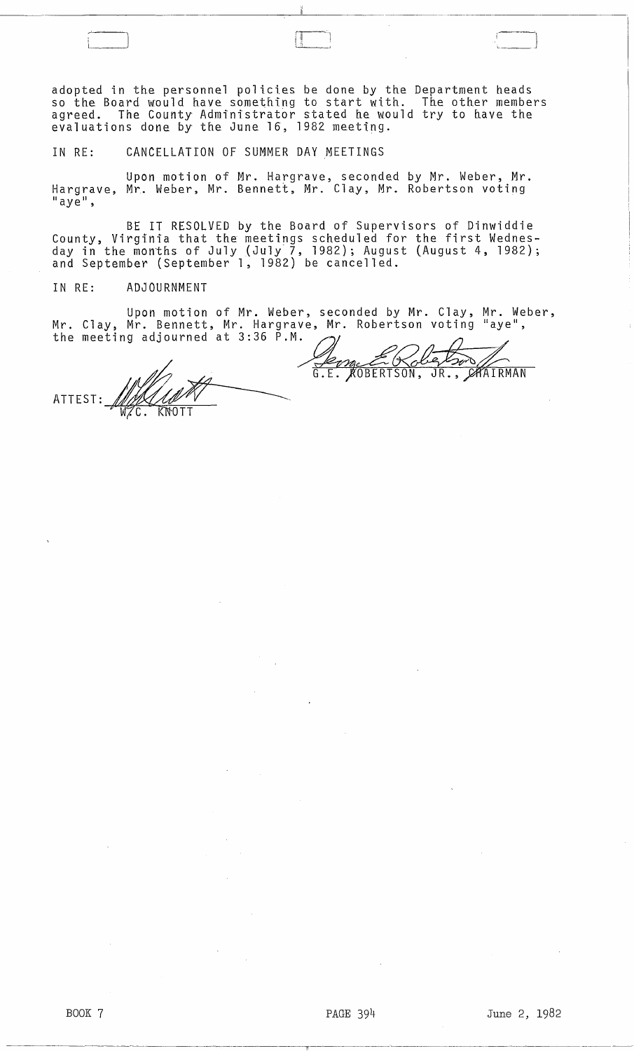adopted in the personnel policies be done by the Department heads so the Board would have something to start with. The other members agreed. The County Administrator stated he would try to have the evaluations done by the June 16, 1982 meeting.

IN RE: CANCELLATION OF SUMMER DAY MEETINGS

Upon motion of Mr. Hargrave, seconded by Mr. Weber, Mr. Hargrave, Mr. Weber, Mr. Bennett, Mr. Clay, Mr. Robertson voting "aye",

BE IT RESOLVED by the Board of Supervisors of Dinwiddie County, Virginia that the meetings scheduled for the first Wednesday in the months of July (July 7, 1982); August (August 4, 1982); and September (September 1, 1982) be cancelled.

IN RE: ADJOURNMENT

Upon motion of Mr. Weber, seconded by Mr. Clay, Mr. Weber, Mr. Clay, Mr. Bennett, Mr. Hargrave, Mr. Robertson voting "aye", the meeting adjourned at 3:36 P.M.

G.E. ROBERTSON, JR., CHAIRMAN

ATTEST: W.C. KNOTT

BOOK 7 PAGE 394 June 2, 1982